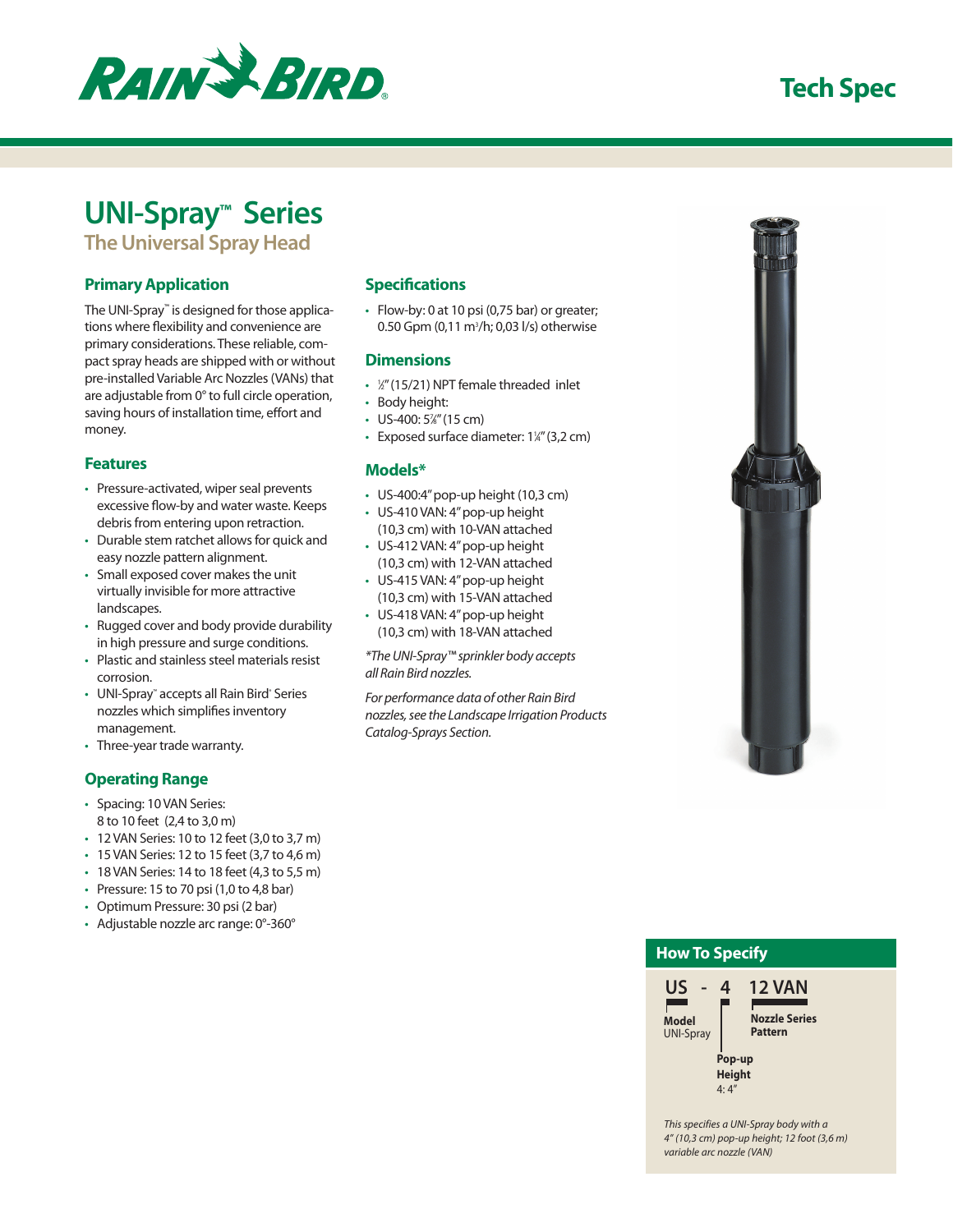# UNI-Spray™ Series

## The Universal Spray Head

Tech Spec

### Primary Application

The UNI-Spray™ is designed for those applications where flexibility and convenience are primary considerations. These reliable, compact spray heads are shipped with or without pre-installed Variable Arc Nozzles (VANs) that are adjustable from 0° to full circle operation, saving hours of installation time, effort and money.

### Features

- Pressure-activated, wiper seal prevents excessive flow-by and water waste. Keeps debris from entering upon retraction.
- Durable stem ratchet allows for quick and easy nozzle pattern alignment.
- Small exposed cover makes the unit virtually invisible for more attractive landscapes.
- Rugged cover and body provide durability in high pressure and surge conditions.
- Plastic and stainless steel materials resist corrosion.
- UNI-Spray™ accepts all Rain Bird® Series nozzles which simplifies inventory management.
- Three-year trade warranty.

### Operating Range

- Spacing: 10 VAN Series: 8 to 10 feet (2,4 to 3,0 m)
- 12 VAN Series: 10 to 12 feet (3,0 to 3,7 m)
- 15 VAN Series: 12 to 15 feet (3,7 to 4,6 m)
- 18 VAN Series: 14 to 18 feet (4,3 to 5,5 m)
- Pressure: 15 to 70 psi (1,0 to 4,8 bar)
- Optimum Pressure: 30 psi (2 bar)
- Adjustable nozzle arc range: 0°-360°

### Specifications

- Flow-by: 0 at 10 psi (0,75 bar) or greater; 0.50 Gpm (0,11 m³/h; 0,03 l/s) otherwise

### Dimensions

- ½" (15/21) NPT female threaded inlet
- Body height:
- US-400: 5⅞" (15 cm)
- Exposed surface diameter: 1¼" (3,2 cm)

### Models*

- US-400: 4" pop-up height (10,3 cm)
- US-410 VAN: 4" pop-up height (10,3 cm) with 10-VAN attached
- US-412 VAN: 4" pop-up height (10,3 cm) with 12-VAN attached
- US-415 VAN: 4" pop-up height (10,3 cm) with 15-VAN attached
- US-418 VAN: 4" pop-up height (10,3 cm) with 18-VAN attached

*\*The UNI-Spray™ sprinkler body accepts all Rain Bird nozzles.*

*For performance data of other Rain Bird nozzles, see the Landscape Irrigation Products Catalog-Sprays Section.*

### How To Specify

**US - 4 12 VAN**

- **Model**: UNI-Spray
- **Pop-up Height**: 4: 4"
- **Nozzle Series Pattern**

*This specifies a UNI-Spray body with a 4" (10,3 cm) pop-up height; 12 foot (3,6 m) variable arc nozzle (VAN)*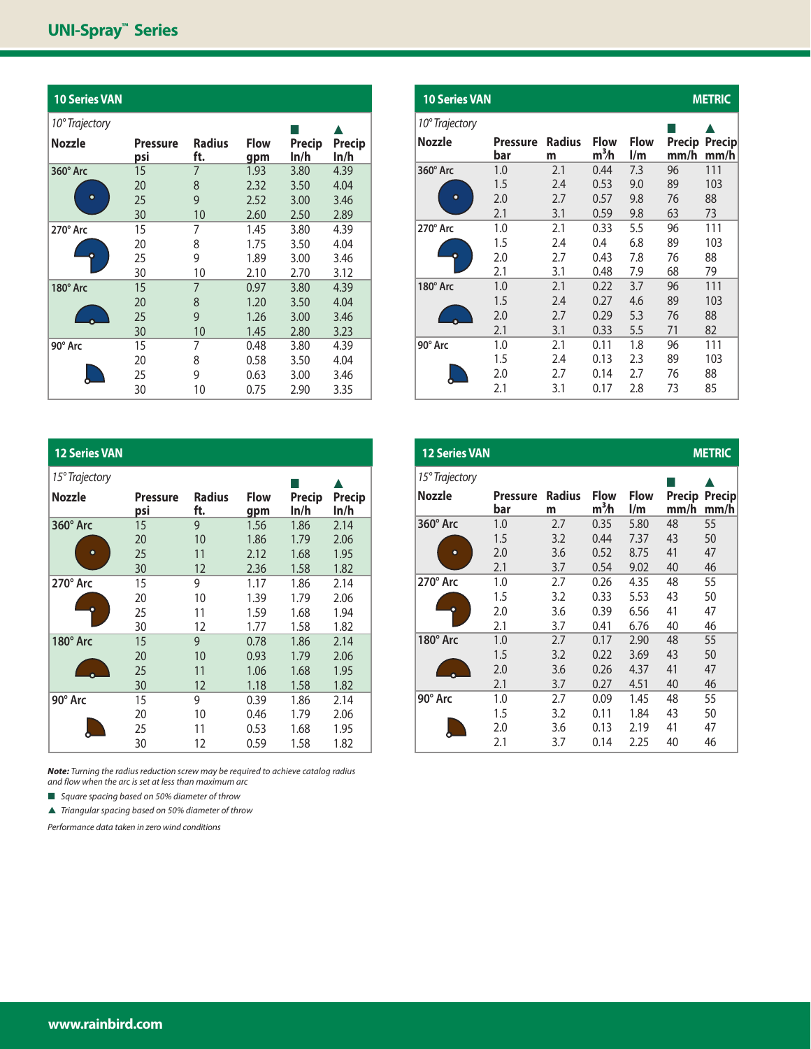## UNI-Spray™ Series

### 10 Series VAN

*10° Trajectory*

| Nozzle | Pressure psi | Radius ft. | Flow gpm | ■ Precip In/h | ▲ Precip In/h |
|---|---|---|---|---|---|
| 360° Arc | 15 | 7 | 1.93 | 3.80 | 4.39 |
| | 20 | 8 | 2.32 | 3.50 | 4.04 |
| | 25 | 9 | 2.52 | 3.00 | 3.46 |
| | 30 | 10 | 2.60 | 2.50 | 2.89 |
| 270° Arc | 15 | 7 | 1.45 | 3.80 | 4.39 |
| | 20 | 8 | 1.75 | 3.50 | 4.04 |
| | 25 | 9 | 1.89 | 3.00 | 3.46 |
| | 30 | 10 | 2.10 | 2.70 | 3.12 |
| 180° Arc | 15 | 7 | 0.97 | 3.80 | 4.39 |
| | 20 | 8 | 1.20 | 3.50 | 4.04 |
| | 25 | 9 | 1.26 | 3.00 | 3.46 |
| | 30 | 10 | 1.45 | 2.80 | 3.23 |
| 90° Arc | 15 | 7 | 0.48 | 3.80 | 4.39 |
| | 20 | 8 | 0.58 | 3.50 | 4.04 |
| | 25 | 9 | 0.63 | 3.00 | 3.46 |
| | 30 | 10 | 0.75 | 2.90 | 3.35 |

### 10 Series VAN — METRIC

*10° Trajectory*

| Nozzle | Pressure bar | Radius m | Flow $m^3/h$ | Flow l/m | ■ Precip mm/h | ▲ Precip mm/h |
|---|---|---|---|---|---|---|
| 360° Arc | 1.0 | 2.1 | 0.44 | 7.3 | 96 | 111 |
| | 1.5 | 2.4 | 0.53 | 9.0 | 89 | 103 |
| | 2.0 | 2.7 | 0.57 | 9.8 | 76 | 88 |
| | 2.1 | 3.1 | 0.59 | 9.8 | 63 | 73 |
| 270° Arc | 1.0 | 2.1 | 0.33 | 5.5 | 96 | 111 |
| | 1.5 | 2.4 | 0.4 | 6.8 | 89 | 103 |
| | 2.0 | 2.7 | 0.43 | 7.8 | 76 | 88 |
| | 2.1 | 3.1 | 0.48 | 7.9 | 68 | 79 |
| 180° Arc | 1.0 | 2.1 | 0.22 | 3.7 | 96 | 111 |
| | 1.5 | 2.4 | 0.27 | 4.6 | 89 | 103 |
| | 2.0 | 2.7 | 0.29 | 5.3 | 76 | 88 |
| | 2.1 | 3.1 | 0.33 | 5.5 | 71 | 82 |
| 90° Arc | 1.0 | 2.1 | 0.11 | 1.8 | 96 | 111 |
| | 1.5 | 2.4 | 0.13 | 2.3 | 89 | 103 |
| | 2.0 | 2.7 | 0.14 | 2.7 | 76 | 88 |
| | 2.1 | 3.1 | 0.17 | 2.8 | 73 | 85 |

### 12 Series VAN

*15° Trajectory*

| Nozzle | Pressure psi | Radius ft. | Flow gpm | ■ Precip In/h | ▲ Precip In/h |
|---|---|---|---|---|---|
| 360° Arc | 15 | 9 | 1.56 | 1.86 | 2.14 |
| | 20 | 10 | 1.86 | 1.79 | 2.06 |
| | 25 | 11 | 2.12 | 1.68 | 1.95 |
| | 30 | 12 | 2.36 | 1.58 | 1.82 |
| 270° Arc | 15 | 9 | 1.17 | 1.86 | 2.14 |
| | 20 | 10 | 1.39 | 1.79 | 2.06 |
| | 25 | 11 | 1.59 | 1.68 | 1.94 |
| | 30 | 12 | 1.77 | 1.58 | 1.82 |
| 180° Arc | 15 | 9 | 0.78 | 1.86 | 2.14 |
| | 20 | 10 | 0.93 | 1.79 | 2.06 |
| | 25 | 11 | 1.06 | 1.68 | 1.95 |
| | 30 | 12 | 1.18 | 1.58 | 1.82 |
| 90° Arc | 15 | 9 | 0.39 | 1.86 | 2.14 |
| | 20 | 10 | 0.46 | 1.79 | 2.06 |
| | 25 | 11 | 0.53 | 1.68 | 1.95 |
| | 30 | 12 | 0.59 | 1.58 | 1.82 |

### 12 Series VAN — METRIC

*15° Trajectory*

| Nozzle | Pressure bar | Radius m | Flow $m^3/h$ | Flow l/m | ■ Precip mm/h | ▲ Precip mm/h |
|---|---|---|---|---|---|---|
| 360° Arc | 1.0 | 2.7 | 0.35 | 5.80 | 48 | 55 |
| | 1.5 | 3.2 | 0.44 | 7.37 | 43 | 50 |
| | 2.0 | 3.6 | 0.52 | 8.75 | 41 | 47 |
| | 2.1 | 3.7 | 0.54 | 9.02 | 40 | 46 |
| 270° Arc | 1.0 | 2.7 | 0.26 | 4.35 | 48 | 55 |
| | 1.5 | 3.2 | 0.33 | 5.53 | 43 | 50 |
| | 2.0 | 3.6 | 0.39 | 6.56 | 41 | 47 |
| | 2.1 | 3.7 | 0.41 | 6.76 | 40 | 46 |
| 180° Arc | 1.0 | 2.7 | 0.17 | 2.90 | 48 | 55 |
| | 1.5 | 3.2 | 0.22 | 3.69 | 43 | 50 |
| | 2.0 | 3.6 | 0.26 | 4.37 | 41 | 47 |
| | 2.1 | 3.7 | 0.27 | 4.51 | 40 | 46 |
| 90° Arc | 1.0 | 2.7 | 0.09 | 1.45 | 48 | 55 |
| | 1.5 | 3.2 | 0.11 | 1.84 | 43 | 50 |
| | 2.0 | 3.6 | 0.13 | 2.19 | 41 | 47 |
| | 2.1 | 3.7 | 0.14 | 2.25 | 40 | 46 |

***Note:*** *Turning the radius reduction screw may be required to achieve catalog radius and flow when the arc is set at less than maximum arc*

■ *Square spacing based on 50% diameter of throw*

▲ *Triangular spacing based on 50% diameter of throw*

*Performance data taken in zero wind conditions*

www.rainbird.com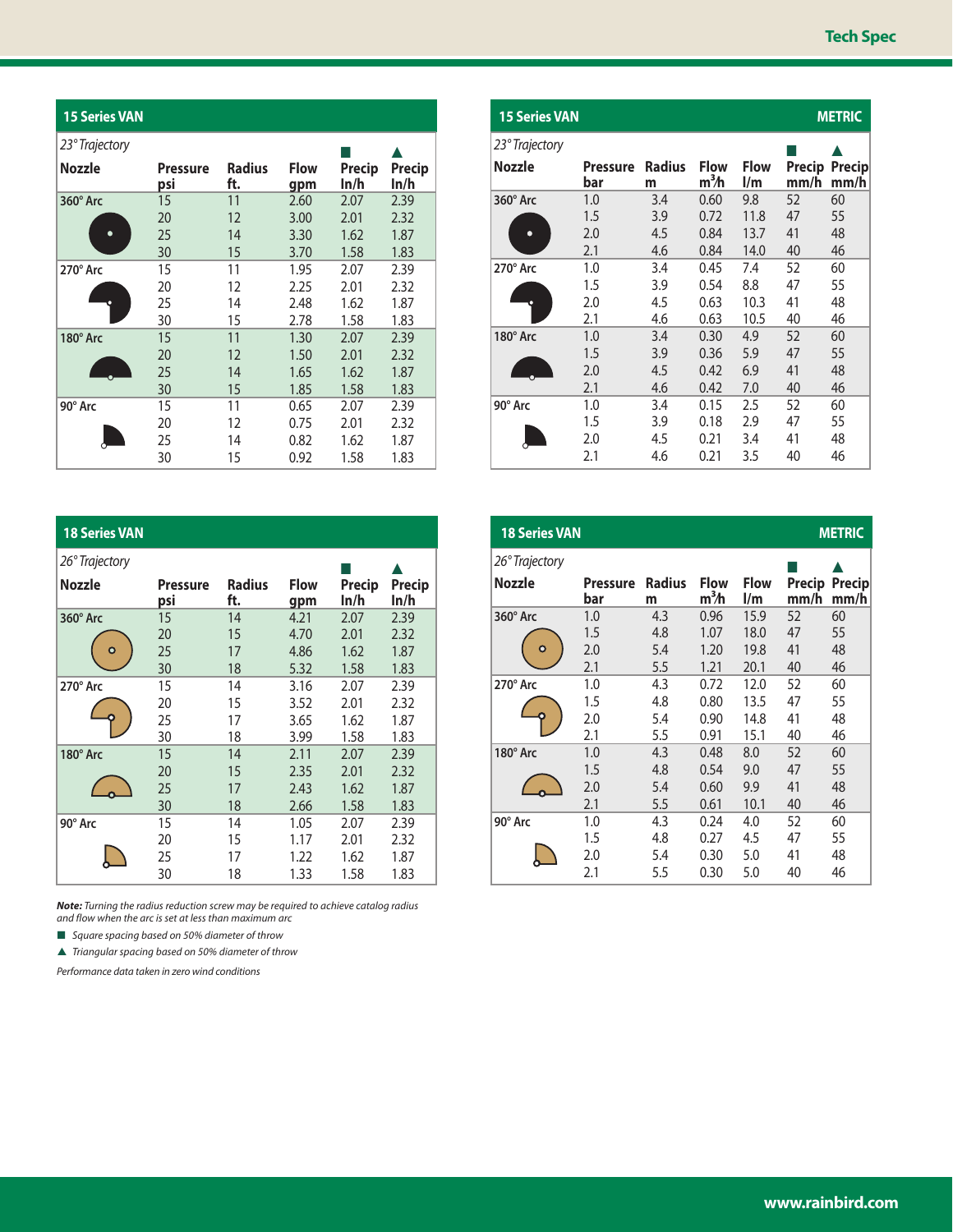## 15 Series VAN

*23° Trajectory*

| Nozzle | Pressure psi | Radius ft. | Flow gpm | ■ Precip In/h | ▲ Precip In/h |
|---|---|---|---|---|---|
| 360° Arc | 15 | 11 | 2.60 | 2.07 | 2.39 |
| | 20 | 12 | 3.00 | 2.01 | 2.32 |
| | 25 | 14 | 3.30 | 1.62 | 1.87 |
| | 30 | 15 | 3.70 | 1.58 | 1.83 |
| 270° Arc | 15 | 11 | 1.95 | 2.07 | 2.39 |
| | 20 | 12 | 2.25 | 2.01 | 2.32 |
| | 25 | 14 | 2.48 | 1.62 | 1.87 |
| | 30 | 15 | 2.78 | 1.58 | 1.83 |
| 180° Arc | 15 | 11 | 1.30 | 2.07 | 2.39 |
| | 20 | 12 | 1.50 | 2.01 | 2.32 |
| | 25 | 14 | 1.65 | 1.62 | 1.87 |
| | 30 | 15 | 1.85 | 1.58 | 1.83 |
| 90° Arc | 15 | 11 | 0.65 | 2.07 | 2.39 |
| | 20 | 12 | 0.75 | 2.01 | 2.32 |
| | 25 | 14 | 0.82 | 1.62 | 1.87 |
| | 30 | 15 | 0.92 | 1.58 | 1.83 |

## 15 Series VAN — METRIC

*23° Trajectory*

| Nozzle | Pressure bar | Radius m | Flow $m^3/h$ | Flow l/m | ■ Precip mm/h | ▲ Precip mm/h |
|---|---|---|---|---|---|---|
| 360° Arc | 1.0 | 3.4 | 0.60 | 9.8 | 52 | 60 |
| | 1.5 | 3.9 | 0.72 | 11.8 | 47 | 55 |
| | 2.0 | 4.5 | 0.84 | 13.7 | 41 | 48 |
| | 2.1 | 4.6 | 0.84 | 14.0 | 40 | 46 |
| 270° Arc | 1.0 | 3.4 | 0.45 | 7.4 | 52 | 60 |
| | 1.5 | 3.9 | 0.54 | 8.8 | 47 | 55 |
| | 2.0 | 4.5 | 0.63 | 10.3 | 41 | 48 |
| | 2.1 | 4.6 | 0.63 | 10.5 | 40 | 46 |
| 180° Arc | 1.0 | 3.4 | 0.30 | 4.9 | 52 | 60 |
| | 1.5 | 3.9 | 0.36 | 5.9 | 47 | 55 |
| | 2.0 | 4.5 | 0.42 | 6.9 | 41 | 48 |
| | 2.1 | 4.6 | 0.42 | 7.0 | 40 | 46 |
| 90° Arc | 1.0 | 3.4 | 0.15 | 2.5 | 52 | 60 |
| | 1.5 | 3.9 | 0.18 | 2.9 | 47 | 55 |
| | 2.0 | 4.5 | 0.21 | 3.4 | 41 | 48 |
| | 2.1 | 4.6 | 0.21 | 3.5 | 40 | 46 |

## 18 Series VAN

*26° Trajectory*

| Nozzle | Pressure psi | Radius ft. | Flow gpm | ■ Precip In/h | ▲ Precip In/h |
|---|---|---|---|---|---|
| 360° Arc | 15 | 14 | 4.21 | 2.07 | 2.39 |
| | 20 | 15 | 4.70 | 2.01 | 2.32 |
| | 25 | 17 | 4.86 | 1.62 | 1.87 |
| | 30 | 18 | 5.32 | 1.58 | 1.83 |
| 270° Arc | 15 | 14 | 3.16 | 2.07 | 2.39 |
| | 20 | 15 | 3.52 | 2.01 | 2.32 |
| | 25 | 17 | 3.65 | 1.62 | 1.87 |
| | 30 | 18 | 3.99 | 1.58 | 1.83 |
| 180° Arc | 15 | 14 | 2.11 | 2.07 | 2.39 |
| | 20 | 15 | 2.35 | 2.01 | 2.32 |
| | 25 | 17 | 2.43 | 1.62 | 1.87 |
| | 30 | 18 | 2.66 | 1.58 | 1.83 |
| 90° Arc | 15 | 14 | 1.05 | 2.07 | 2.39 |
| | 20 | 15 | 1.17 | 2.01 | 2.32 |
| | 25 | 17 | 1.22 | 1.62 | 1.87 |
| | 30 | 18 | 1.33 | 1.58 | 1.83 |

## 18 Series VAN — METRIC

*26° Trajectory*

| Nozzle | Pressure bar | Radius m | Flow $m^3/h$ | Flow l/m | ■ Precip mm/h | ▲ Precip mm/h |
|---|---|---|---|---|---|---|
| 360° Arc | 1.0 | 4.3 | 0.96 | 15.9 | 52 | 60 |
| | 1.5 | 4.8 | 1.07 | 18.0 | 47 | 55 |
| | 2.0 | 5.4 | 1.20 | 19.8 | 41 | 48 |
| | 2.1 | 5.5 | 1.21 | 20.1 | 40 | 46 |
| 270° Arc | 1.0 | 4.3 | 0.72 | 12.0 | 52 | 60 |
| | 1.5 | 4.8 | 0.80 | 13.5 | 47 | 55 |
| | 2.0 | 5.4 | 0.90 | 14.8 | 41 | 48 |
| | 2.1 | 5.5 | 0.91 | 15.1 | 40 | 46 |
| 180° Arc | 1.0 | 4.3 | 0.48 | 8.0 | 52 | 60 |
| | 1.5 | 4.8 | 0.54 | 9.0 | 47 | 55 |
| | 2.0 | 5.4 | 0.60 | 9.9 | 41 | 48 |
| | 2.1 | 5.5 | 0.61 | 10.1 | 40 | 46 |
| 90° Arc | 1.0 | 4.3 | 0.24 | 4.0 | 52 | 60 |
| | 1.5 | 4.8 | 0.27 | 4.5 | 47 | 55 |
| | 2.0 | 5.4 | 0.30 | 5.0 | 41 | 48 |
| | 2.1 | 5.5 | 0.30 | 5.0 | 40 | 46 |

***Note:*** *Turning the radius reduction screw may be required to achieve catalog radius and flow when the arc is set at less than maximum arc*

■ *Square spacing based on 50% diameter of throw*

▲ *Triangular spacing based on 50% diameter of throw*

*Performance data taken in zero wind conditions*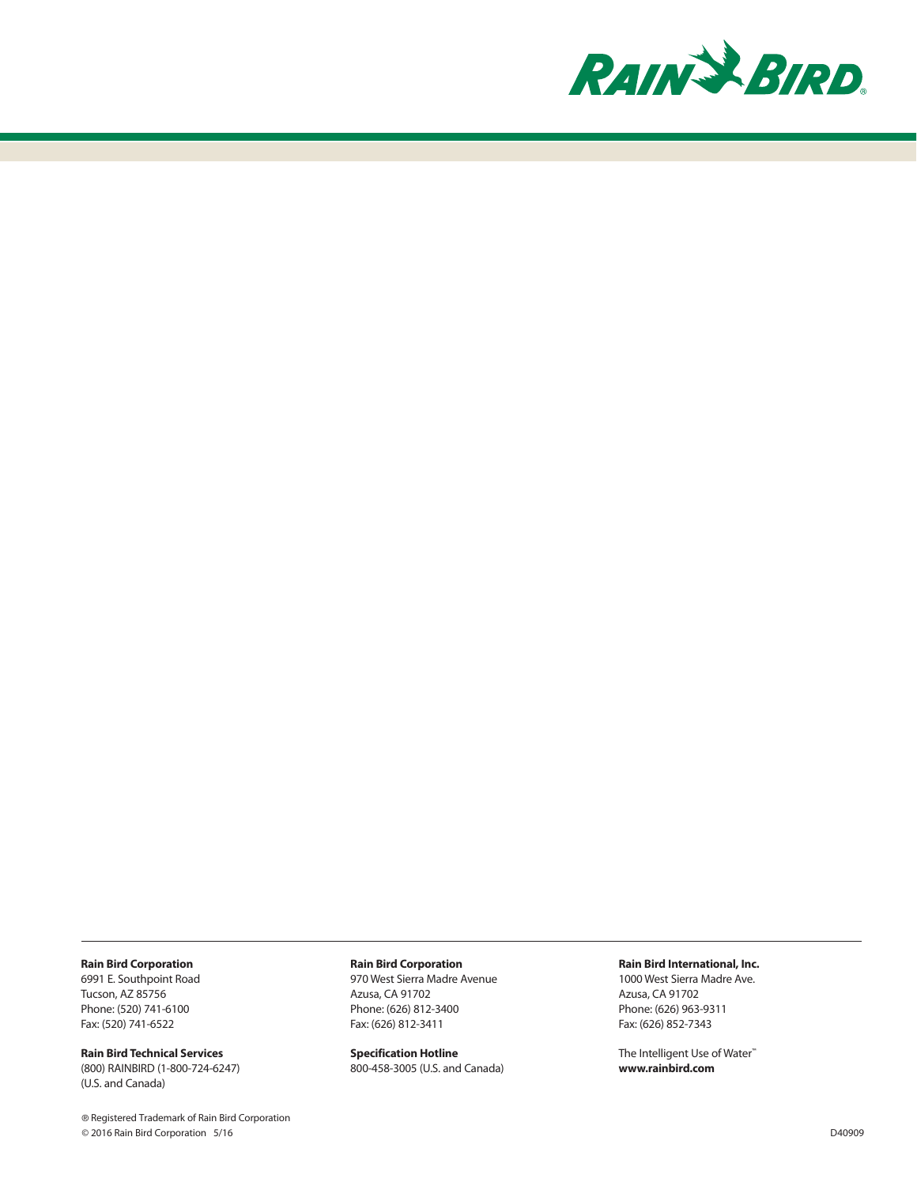**Rain Bird Corporation**
6991 E. Southpoint Road
Tucson, AZ 85756
Phone: (520) 741-6100
Fax: (520) 741-6522

**Rain Bird Technical Services**
(800) RAINBIRD (1-800-724-6247)
(U.S. and Canada)

**Rain Bird Corporation**
970 West Sierra Madre Avenue
Azusa, CA 91702
Phone: (626) 812-3400
Fax: (626) 812-3411

**Specification Hotline**
800-458-3005 (U.S. and Canada)

**Rain Bird International, Inc.**
1000 West Sierra Madre Ave.
Azusa, CA 91702
Phone: (626) 963-9311
Fax: (626) 852-7343

The Intelligent Use of Water™
**www.rainbird.com**

® Registered Trademark of Rain Bird Corporation
© 2016 Rain Bird Corporation 5/16

D40909